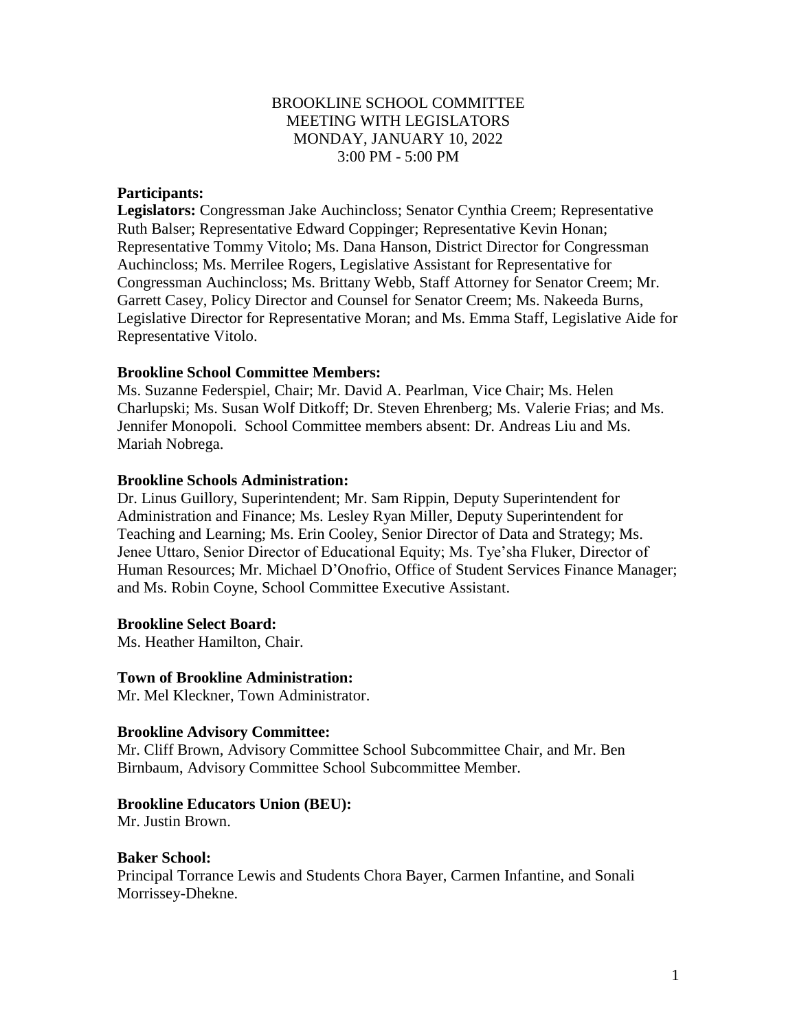# BROOKLINE SCHOOL COMMITTEE
## MEETING WITH LEGISLATORS
## MONDAY, JANUARY 10, 2022
## 3:00 PM - 5:00 PM

**Participants:**

**Legislators:** Congressman Jake Auchincloss; Senator Cynthia Creem; Representative Ruth Balser; Representative Edward Coppinger; Representative Kevin Honan; Representative Tommy Vitolo; Ms. Dana Hanson, District Director for Congressman Auchincloss; Ms. Merrilee Rogers, Legislative Assistant for Representative for Congressman Auchincloss; Ms. Brittany Webb, Staff Attorney for Senator Creem; Mr. Garrett Casey, Policy Director and Counsel for Senator Creem; Ms. Nakeeda Burns, Legislative Director for Representative Moran; and Ms. Emma Staff, Legislative Aide for Representative Vitolo.

**Brookline School Committee Members:**
Ms. Suzanne Federspiel, Chair; Mr. David A. Pearlman, Vice Chair; Ms. Helen Charlupski; Ms. Susan Wolf Ditkoff; Dr. Steven Ehrenberg; Ms. Valerie Frias; and Ms. Jennifer Monopoli. School Committee members absent: Dr. Andreas Liu and Ms. Mariah Nobrega.

**Brookline Schools Administration:**
Dr. Linus Guillory, Superintendent; Mr. Sam Rippin, Deputy Superintendent for Administration and Finance; Ms. Lesley Ryan Miller, Deputy Superintendent for Teaching and Learning; Ms. Erin Cooley, Senior Director of Data and Strategy; Ms. Jenee Uttaro, Senior Director of Educational Equity; Ms. Tye'sha Fluker, Director of Human Resources; Mr. Michael D'Onofrio, Office of Student Services Finance Manager; and Ms. Robin Coyne, School Committee Executive Assistant.

**Brookline Select Board:**
Ms. Heather Hamilton, Chair.

**Town of Brookline Administration:**
Mr. Mel Kleckner, Town Administrator.

**Brookline Advisory Committee:**
Mr. Cliff Brown, Advisory Committee School Subcommittee Chair, and Mr. Ben Birnbaum, Advisory Committee School Subcommittee Member.

**Brookline Educators Union (BEU):**
Mr. Justin Brown.

**Baker School:**
Principal Torrance Lewis and Students Chora Bayer, Carmen Infantine, and Sonali Morrissey-Dhekne.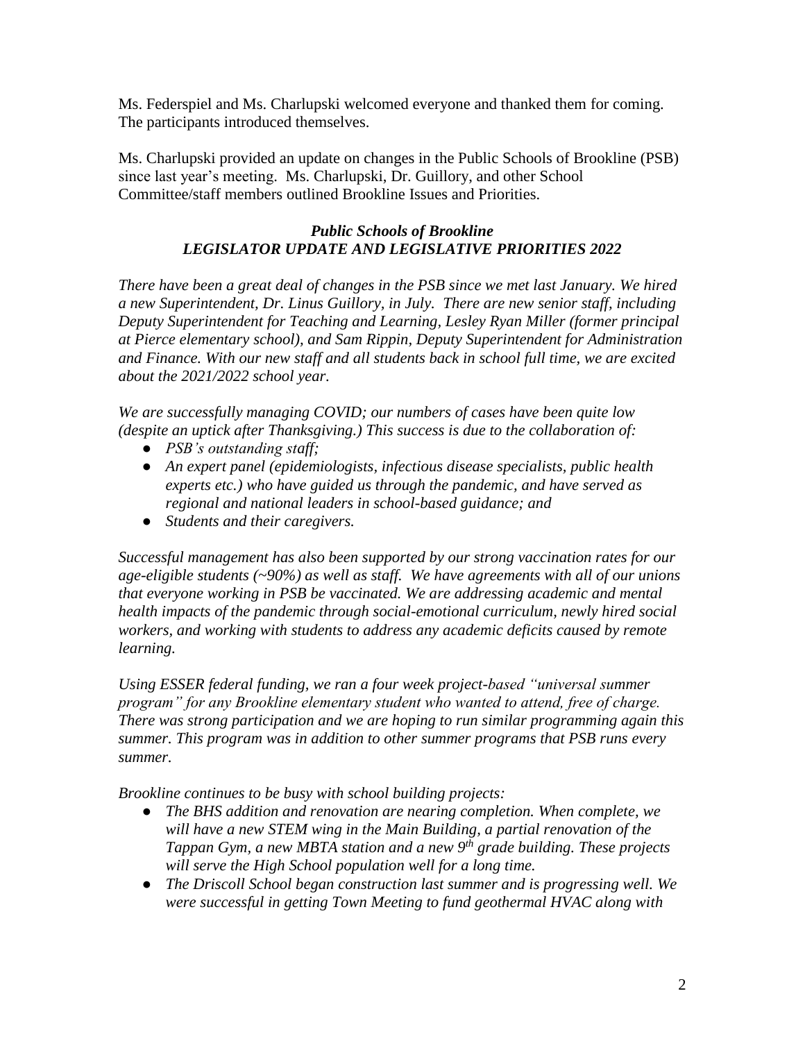Ms. Federspiel and Ms. Charlupski welcomed everyone and thanked them for coming. The participants introduced themselves.

Ms. Charlupski provided an update on changes in the Public Schools of Brookline (PSB) since last year's meeting. Ms. Charlupski, Dr. Guillory, and other School Committee/staff members outlined Brookline Issues and Priorities.

***Public Schools of Brookline***
***LEGISLATOR UPDATE AND LEGISLATIVE PRIORITIES 2022***

*There have been a great deal of changes in the PSB since we met last January. We hired a new Superintendent, Dr. Linus Guillory, in July. There are new senior staff, including Deputy Superintendent for Teaching and Learning, Lesley Ryan Miller (former principal at Pierce elementary school), and Sam Rippin, Deputy Superintendent for Administration and Finance. With our new staff and all students back in school full time, we are excited about the 2021/2022 school year.*

*We are successfully managing COVID; our numbers of cases have been quite low (despite an uptick after Thanksgiving.) This success is due to the collaboration of:*

- *PSB's outstanding staff;*
- *An expert panel (epidemiologists, infectious disease specialists, public health experts etc.) who have guided us through the pandemic, and have served as regional and national leaders in school-based guidance; and*
- *Students and their caregivers.*

*Successful management has also been supported by our strong vaccination rates for our age-eligible students (~90%) as well as staff. We have agreements with all of our unions that everyone working in PSB be vaccinated. We are addressing academic and mental health impacts of the pandemic through social-emotional curriculum, newly hired social workers, and working with students to address any academic deficits caused by remote learning.*

*Using ESSER federal funding, we ran a four week project-based "universal summer program" for any Brookline elementary student who wanted to attend, free of charge. There was strong participation and we are hoping to run similar programming again this summer. This program was in addition to other summer programs that PSB runs every summer.*

*Brookline continues to be busy with school building projects:*

- *The BHS addition and renovation are nearing completion. When complete, we will have a new STEM wing in the Main Building, a partial renovation of the Tappan Gym, a new MBTA station and a new 9th grade building. These projects will serve the High School population well for a long time.*
- *The Driscoll School began construction last summer and is progressing well. We were successful in getting Town Meeting to fund geothermal HVAC along with*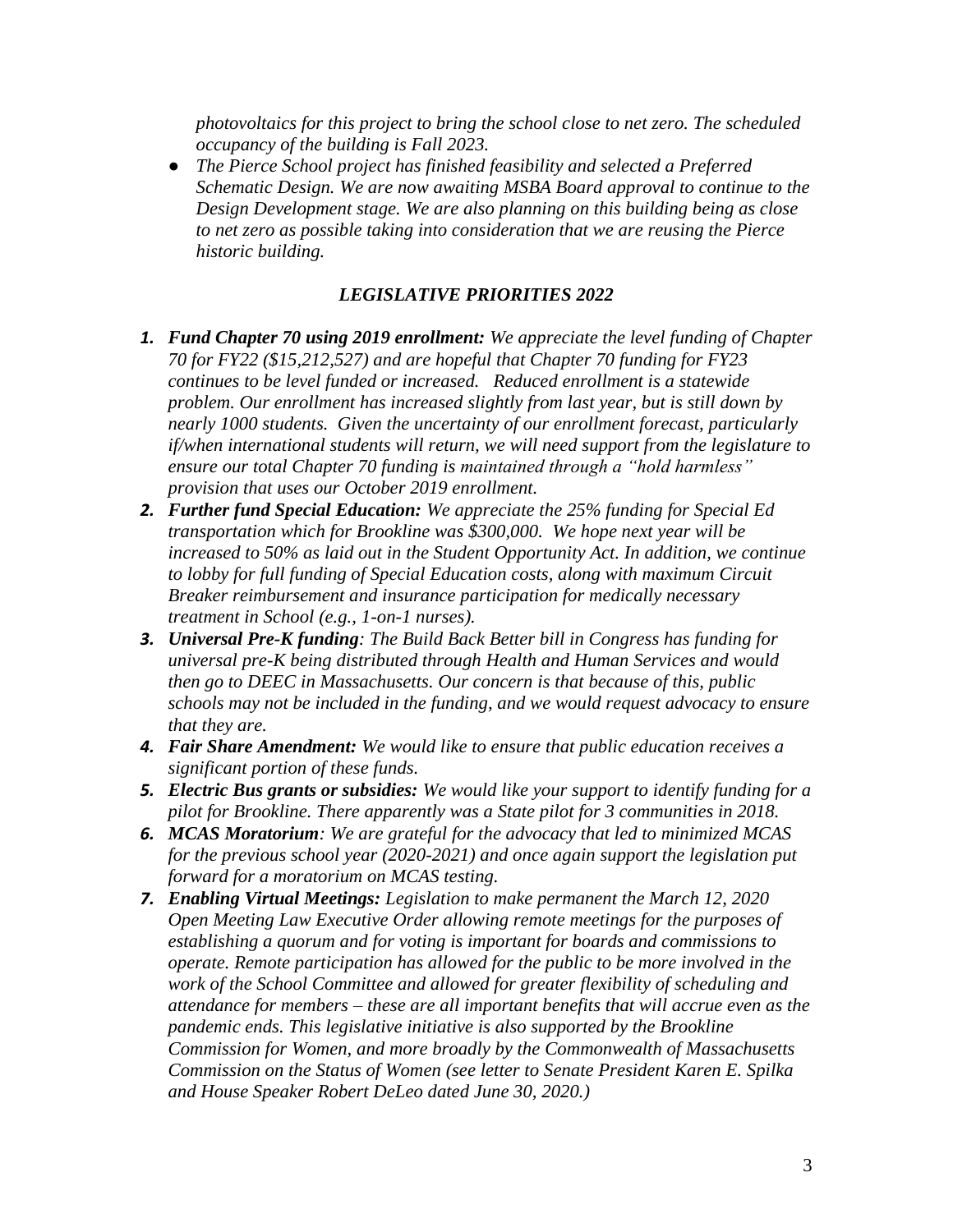*photovoltaics for this project to bring the school close to net zero. The scheduled occupancy of the building is Fall 2023.*

- *The Pierce School project has finished feasibility and selected a Preferred Schematic Design. We are now awaiting MSBA Board approval to continue to the Design Development stage. We are also planning on this building being as close to net zero as possible taking into consideration that we are reusing the Pierce historic building.*

## *LEGISLATIVE PRIORITIES 2022*

1. ***Fund Chapter 70 using 2019 enrollment:*** *We appreciate the level funding of Chapter 70 for FY22 ($15,212,527) and are hopeful that Chapter 70 funding for FY23 continues to be level funded or increased. Reduced enrollment is a statewide problem. Our enrollment has increased slightly from last year, but is still down by nearly 1000 students. Given the uncertainty of our enrollment forecast, particularly if/when international students will return, we will need support from the legislature to ensure our total Chapter 70 funding is maintained through a "hold harmless" provision that uses our October 2019 enrollment.*
2. ***Further fund Special Education:*** *We appreciate the 25% funding for Special Ed transportation which for Brookline was $300,000. We hope next year will be increased to 50% as laid out in the Student Opportunity Act. In addition, we continue to lobby for full funding of Special Education costs, along with maximum Circuit Breaker reimbursement and insurance participation for medically necessary treatment in School (e.g., 1-on-1 nurses).*
3. ***Universal Pre-K funding****: The Build Back Better bill in Congress has funding for universal pre-K being distributed through Health and Human Services and would then go to DEEC in Massachusetts. Our concern is that because of this, public schools may not be included in the funding, and we would request advocacy to ensure that they are.*
4. ***Fair Share Amendment:*** *We would like to ensure that public education receives a significant portion of these funds.*
5. ***Electric Bus grants or subsidies:*** *We would like your support to identify funding for a pilot for Brookline. There apparently was a State pilot for 3 communities in 2018.*
6. ***MCAS Moratorium****: We are grateful for the advocacy that led to minimized MCAS for the previous school year (2020-2021) and once again support the legislation put forward for a moratorium on MCAS testing.*
7. ***Enabling Virtual Meetings:*** *Legislation to make permanent the March 12, 2020 Open Meeting Law Executive Order allowing remote meetings for the purposes of establishing a quorum and for voting is important for boards and commissions to operate. Remote participation has allowed for the public to be more involved in the work of the School Committee and allowed for greater flexibility of scheduling and attendance for members – these are all important benefits that will accrue even as the pandemic ends. This legislative initiative is also supported by the Brookline Commission for Women, and more broadly by the Commonwealth of Massachusetts Commission on the Status of Women (see letter to Senate President Karen E. Spilka and House Speaker Robert DeLeo dated June 30, 2020.)*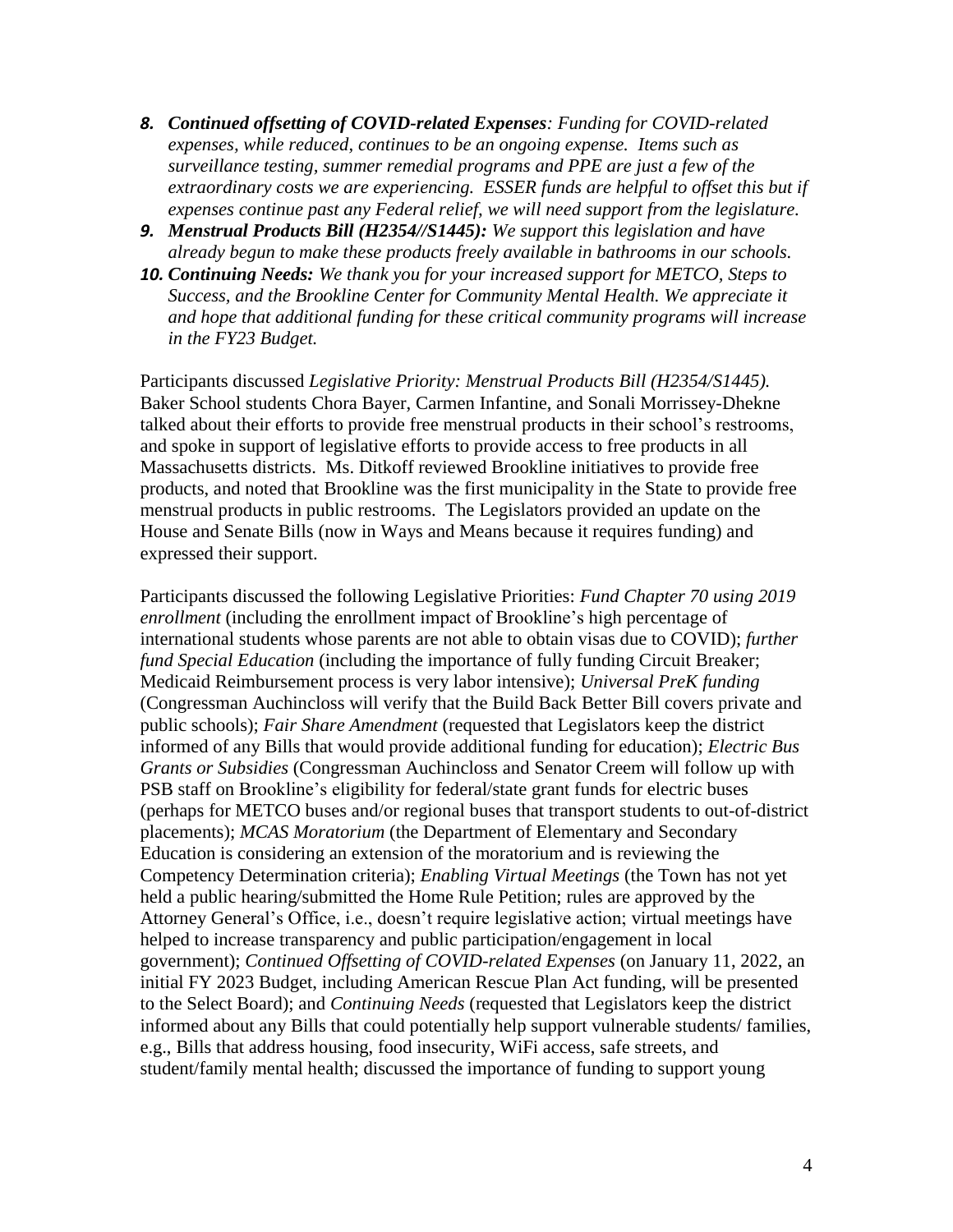8. ***Continued offsetting of COVID-related Expenses**: Funding for COVID-related expenses, while reduced, continues to be an ongoing expense. Items such as surveillance testing, summer remedial programs and PPE are just a few of the extraordinary costs we are experiencing. ESSER funds are helpful to offset this but if expenses continue past any Federal relief, we will need support from the legislature.*
9. ***Menstrual Products Bill (H2354//S1445):** We support this legislation and have already begun to make these products freely available in bathrooms in our schools.*
10. ***Continuing Needs:** We thank you for your increased support for METCO, Steps to Success, and the Brookline Center for Community Mental Health. We appreciate it and hope that additional funding for these critical community programs will increase in the FY23 Budget.*

Participants discussed *Legislative Priority: Menstrual Products Bill (H2354/S1445).* Baker School students Chora Bayer, Carmen Infantine, and Sonali Morrissey-Dhekne talked about their efforts to provide free menstrual products in their school's restrooms, and spoke in support of legislative efforts to provide access to free products in all Massachusetts districts. Ms. Ditkoff reviewed Brookline initiatives to provide free products, and noted that Brookline was the first municipality in the State to provide free menstrual products in public restrooms. The Legislators provided an update on the House and Senate Bills (now in Ways and Means because it requires funding) and expressed their support.

Participants discussed the following Legislative Priorities: *Fund Chapter 70 using 2019 enrollment* (including the enrollment impact of Brookline's high percentage of international students whose parents are not able to obtain visas due to COVID); *further fund Special Education* (including the importance of fully funding Circuit Breaker; Medicaid Reimbursement process is very labor intensive); *Universal PreK funding* (Congressman Auchincloss will verify that the Build Back Better Bill covers private and public schools); *Fair Share Amendment* (requested that Legislators keep the district informed of any Bills that would provide additional funding for education); *Electric Bus Grants or Subsidies* (Congressman Auchincloss and Senator Creem will follow up with PSB staff on Brookline's eligibility for federal/state grant funds for electric buses (perhaps for METCO buses and/or regional buses that transport students to out-of-district placements); *MCAS Moratorium* (the Department of Elementary and Secondary Education is considering an extension of the moratorium and is reviewing the Competency Determination criteria); *Enabling Virtual Meetings* (the Town has not yet held a public hearing/submitted the Home Rule Petition; rules are approved by the Attorney General's Office, i.e., doesn't require legislative action; virtual meetings have helped to increase transparency and public participation/engagement in local government); *Continued Offsetting of COVID-related Expenses* (on January 11, 2022, an initial FY 2023 Budget, including American Rescue Plan Act funding, will be presented to the Select Board); and *Continuing Needs* (requested that Legislators keep the district informed about any Bills that could potentially help support vulnerable students/ families, e.g., Bills that address housing, food insecurity, WiFi access, safe streets, and student/family mental health; discussed the importance of funding to support young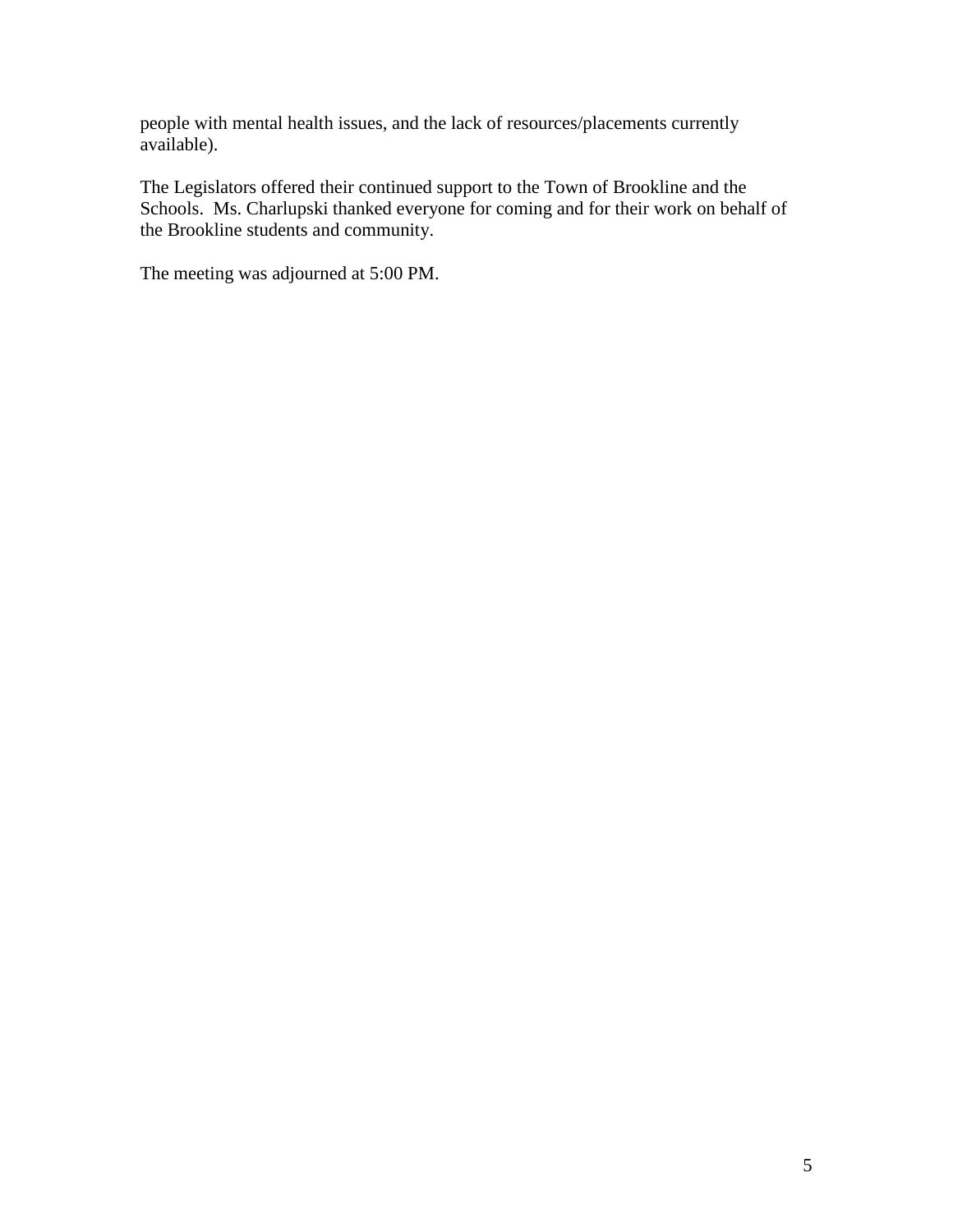people with mental health issues, and the lack of resources/placements currently available).

The Legislators offered their continued support to the Town of Brookline and the Schools.  Ms. Charlupski thanked everyone for coming and for their work on behalf of the Brookline students and community.

The meeting was adjourned at 5:00 PM.